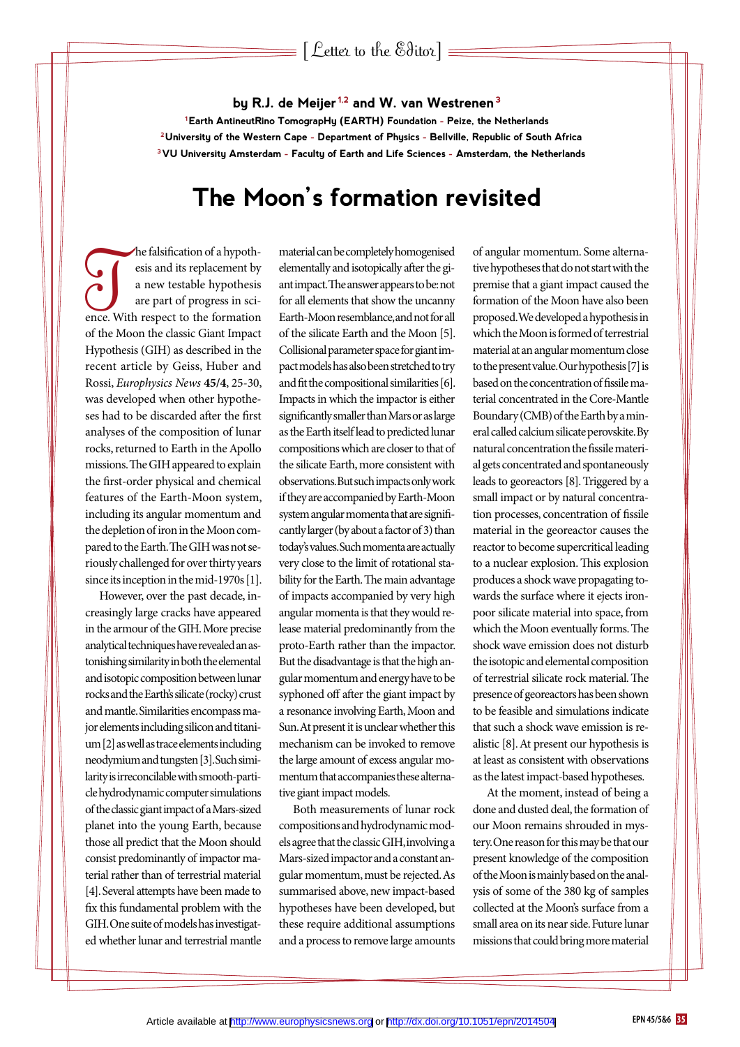[ Letter to the Editor ]

**by R.J. de Meijer[1,2] and W. van Westrenen[3]**

[1]Earth AntineutRino TomograpHy (EARTH) Foundation - Peize, the Netherlands
[2]University of the Western Cape - Department of Physics - Bellville, Republic of South Africa
[3]VU University Amsterdam - Faculty of Earth and Life Sciences - Amsterdam, the Netherlands

# The Moon's formation revisited

The falsification of a hypothesis and its replacement by a new testable hypothesis are part of progress in science. With respect to the formation of the Moon the classic Giant Impact Hypothesis (GIH) as described in the recent article by Geiss, Huber and Rossi, *Europhysics News* **45/4**, 25-30, was developed when other hypotheses had to be discarded after the first analyses of the composition of lunar rocks, returned to Earth in the Apollo missions. The GIH appeared to explain the first-order physical and chemical features of the Earth-Moon system, including its angular momentum and the depletion of iron in the Moon compared to the Earth. The GIH was not seriously challenged for over thirty years since its inception in the mid-1970s [1].

However, over the past decade, increasingly large cracks have appeared in the armour of the GIH. More precise analytical techniques have revealed an astonishing similarity in both the elemental and isotopic composition between lunar rocks and the Earth's silicate (rocky) crust and mantle. Similarities encompass major elements including silicon and titanium [2] as well as trace elements including neodymium and tungsten [3]. Such similarity is irreconcilable with smooth-particle hydrodynamic computer simulations of the classic giant impact of a Mars-sized planet into the young Earth, because those all predict that the Moon should consist predominantly of impactor material rather than of terrestrial material [4]. Several attempts have been made to fix this fundamental problem with the GIH. One suite of models has investigated whether lunar and terrestrial mantle material can be completely homogenised elementally and isotopically after the giant impact. The answer appears to be: not for all elements that show the uncanny Earth-Moon resemblance, and not for all of the silicate Earth and the Moon [5]. Collisional parameter space for giant impact models has also been stretched to try and fit the compositional similarities [6]. Impacts in which the impactor is either significantly smaller than Mars or as large as the Earth itself lead to predicted lunar compositions which are closer to that of the silicate Earth, more consistent with observations. But such impacts only work if they are accompanied by Earth-Moon system angular momenta that are significantly larger (by about a factor of 3) than today's values. Such momenta are actually very close to the limit of rotational stability for the Earth. The main advantage of impacts accompanied by very high angular momenta is that they would release material predominantly from the proto-Earth rather than the impactor. But the disadvantage is that the high angular momentum and energy have to be syphoned off after the giant impact by a resonance involving Earth, Moon and Sun. At present it is unclear whether this mechanism can be invoked to remove the large amount of excess angular momentum that accompanies these alternative giant impact models.

Both measurements of lunar rock compositions and hydrodynamic models agree that the classic GIH, involving a Mars-sized impactor and a constant angular momentum, must be rejected. As summarised above, new impact-based hypotheses have been developed, but these require additional assumptions and a process to remove large amounts of angular momentum. Some alternative hypotheses that do not start with the premise that a giant impact caused the formation of the Moon have also been proposed. We developed a hypothesis in which the Moon is formed of terrestrial material at an angular momentum close to the present value. Our hypothesis [7] is based on the concentration of fissile material concentrated in the Core-Mantle Boundary (CMB) of the Earth by a mineral called calcium silicate perovskite. By natural concentration the fissile material gets concentrated and spontaneously leads to georeactors [8]. Triggered by a small impact or by natural concentration processes, concentration of fissile material in the georeactor causes the reactor to become supercritical leading to a nuclear explosion. This explosion produces a shock wave propagating towards the surface where it ejects iron-poor silicate material into space, from which the Moon eventually forms. The shock wave emission does not disturb the isotopic and elemental composition of terrestrial silicate rock material. The presence of georeactors has been shown to be feasible and simulations indicate that such a shock wave emission is realistic [8]. At present our hypothesis is at least as consistent with observations as the latest impact-based hypotheses.

At the moment, instead of being a done and dusted deal, the formation of our Moon remains shrouded in mystery. One reason for this may be that our present knowledge of the composition of the Moon is mainly based on the analysis of some of the 380 kg of samples collected at the Moon's surface from a small area on its near side. Future lunar missions that could bring more material

Article available at http://www.europhysicsnews.org or http://dx.doi.org/10.1051/epn/2014504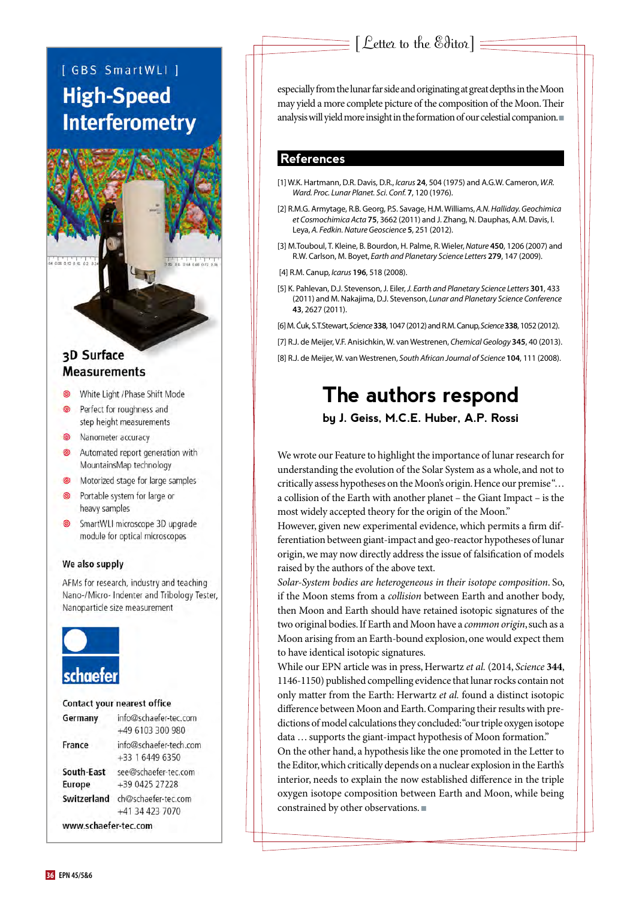especially from the lunar far side and originating at great depths in the Moon may yield a more complete picture of the composition of the Moon. Their analysis will yield more insight in the formation of our celestial companion. ■

## References

[1] W.K. Hartmann, D.R. Davis, D.R., *Icarus* **24**, 504 (1975) and A.G.W. Cameron, *W.R. Ward. Proc. Lunar Planet. Sci. Conf.* **7**, 120 (1976).

[2] R.M.G. Armytage, R.B. Georg, P.S. Savage, H.M. Williams, *A.N. Halliday. Geochimica et Cosmochimica Acta* **75**, 3662 (2011) and J. Zhang, N. Dauphas, A.M. Davis, I. Leya, *A. Fedkin. Nature Geoscience* **5**, 251 (2012).

[3] M.Touboul, T. Kleine, B. Bourdon, H. Palme, R. Wieler, *Nature* **450**, 1206 (2007) and R.W. Carlson, M. Boyet, *Earth and Planetary Science Letters* **279**, 147 (2009).

[4] R.M. Canup, *Icarus* **196**, 518 (2008).

[5] K. Pahlevan, D.J. Stevenson, J. Eiler, *J. Earth and Planetary Science Letters* **301**, 433 (2011) and M. Nakajima, D.J. Stevenson, *Lunar and Planetary Science Conference* **43**, 2627 (2011).

[6] M. Ćuk, S.T.Stewart, *Science* **338**, 1047 (2012) and R.M. Canup, *Science* **338**, 1052 (2012).

[7] R.J. de Meijer, V.F. Anisichkin, W. van Westrenen, *Chemical Geology* **345**, 40 (2013).

[8] R.J. de Meijer, W. van Westrenen, *South African Journal of Science* **104**, 111 (2008).

# The authors respond

**by J. Geiss, M.C.E. Huber, A.P. Rossi**

We wrote our Feature to highlight the importance of lunar research for understanding the evolution of the Solar System as a whole, and not to critically assess hypotheses on the Moon's origin. Hence our premise "… a collision of the Earth with another planet – the Giant Impact – is the most widely accepted theory for the origin of the Moon."

However, given new experimental evidence, which permits a firm differentiation between giant-impact and geo-reactor hypotheses of lunar origin, we may now directly address the issue of falsification of models raised by the authors of the above text.

*Solar-System bodies are heterogeneous in their isotope composition*. So, if the Moon stems from a *collision* between Earth and another body, then Moon and Earth should have retained isotopic signatures of the two original bodies. If Earth and Moon have a *common origin*, such as a Moon arising from an Earth-bound explosion, one would expect them to have identical isotopic signatures.

While our EPN article was in press, Herwartz *et al.* (2014, *Science* **344**, 1146-1150) published compelling evidence that lunar rocks contain not only matter from the Earth: Herwartz *et al.* found a distinct isotopic difference between Moon and Earth. Comparing their results with predictions of model calculations they concluded: "our triple oxygen isotope data … supports the giant-impact hypothesis of Moon formation."

On the other hand, a hypothesis like the one promoted in the Letter to the Editor, which critically depends on a nuclear explosion in the Earth's interior, needs to explain the now established difference in the triple oxygen isotope composition between Earth and Moon, while being constrained by other observations. ■

[ GBS SmartWLI ]

## High-Speed Interferometry

### 3D Surface Measurements

- White Light / Phase Shift Mode
- Perfect for roughness and step height measurements
- Nanometer accuracy
- Automated report generation with MountainsMap technology
- Motorized stage for large samples
- Portable system for large or heavy samples
- SmartWLI microscope 3D upgrade module for optical microscopes

**We also supply**

AFMs for research, industry and teaching
Nano-/Micro- Indenter and Tribology Tester,
Nanoparticle size measurement

schaefer

**Contact your nearest office**

| | |
|---|---|
| Germany | info@schaefer-tec.com<br>+49 6103 300 980 |
| France | info@schaefer-tech.com<br>+33 1 6449 6350 |
| South-East Europe | see@schaefer-tec.com<br>+39 0425 27228 |
| Switzerland | ch@schaefer-tec.com<br>+41 34 423 7070 |

www.schaefer-tec.com